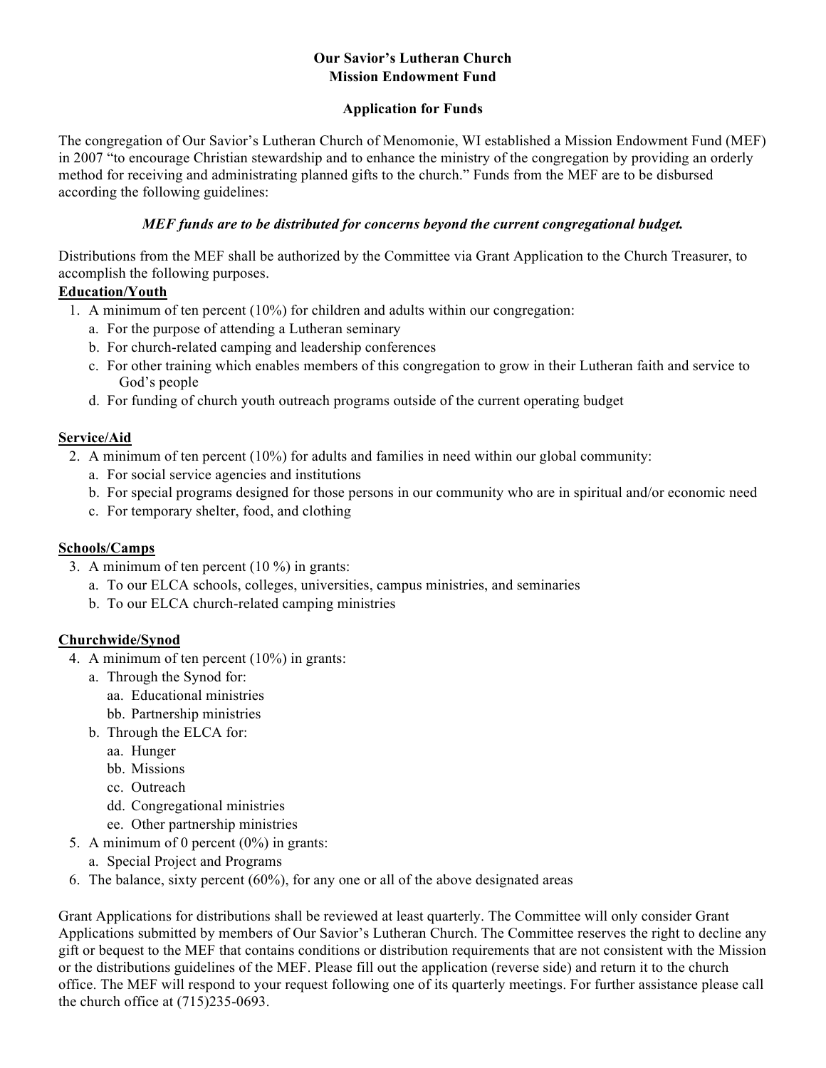**Our Savior's Lutheran Church**
**Mission Endowment Fund**

**Application for Funds**

The congregation of Our Savior's Lutheran Church of Menomonie, WI established a Mission Endowment Fund (MEF) in 2007 "to encourage Christian stewardship and to enhance the ministry of the congregation by providing an orderly method for receiving and administrating planned gifts to the church." Funds from the MEF are to be disbursed according the following guidelines:

***MEF funds are to be distributed for concerns beyond the current congregational budget.***

Distributions from the MEF shall be authorized by the Committee via Grant Application to the Church Treasurer, to accomplish the following purposes.

**Education/Youth**

1. A minimum of ten percent (10%) for children and adults within our congregation:
   a. For the purpose of attending a Lutheran seminary
   b. For church-related camping and leadership conferences
   c. For other training which enables members of this congregation to grow in their Lutheran faith and service to God's people
   d. For funding of church youth outreach programs outside of the current operating budget

**Service/Aid**

2. A minimum of ten percent (10%) for adults and families in need within our global community:
   a. For social service agencies and institutions
   b. For special programs designed for those persons in our community who are in spiritual and/or economic need
   c. For temporary shelter, food, and clothing

**Schools/Camps**

3. A minimum of ten percent (10 %) in grants:
   a. To our ELCA schools, colleges, universities, campus ministries, and seminaries
   b. To our ELCA church-related camping ministries

**Churchwide/Synod**

4. A minimum of ten percent (10%) in grants:
   a. Through the Synod for:
      aa. Educational ministries
      bb. Partnership ministries
   b. Through the ELCA for:
      aa. Hunger
      bb. Missions
      cc. Outreach
      dd. Congregational ministries
      ee. Other partnership ministries
5. A minimum of 0 percent (0%) in grants:
   a. Special Project and Programs
6. The balance, sixty percent (60%), for any one or all of the above designated areas

Grant Applications for distributions shall be reviewed at least quarterly. The Committee will only consider Grant Applications submitted by members of Our Savior's Lutheran Church. The Committee reserves the right to decline any gift or bequest to the MEF that contains conditions or distribution requirements that are not consistent with the Mission or the distributions guidelines of the MEF. Please fill out the application (reverse side) and return it to the church office. The MEF will respond to your request following one of its quarterly meetings. For further assistance please call the church office at (715)235-0693.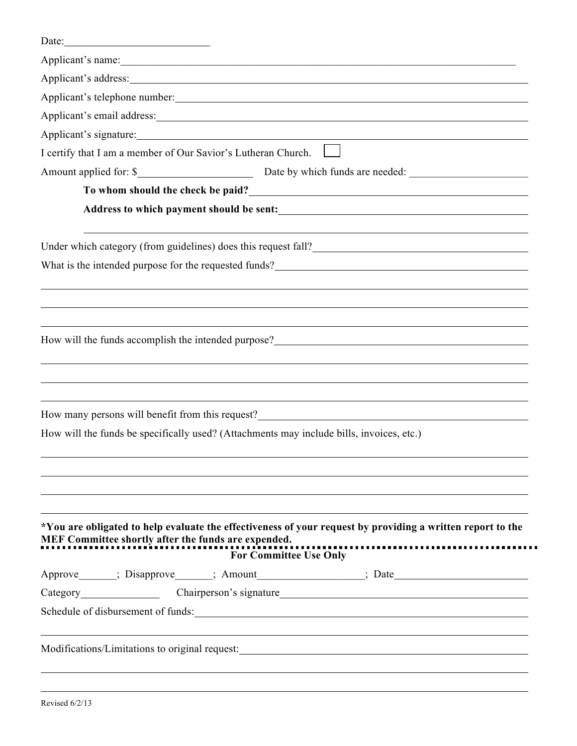Date: ___________________________

Applicant's name: ___________________________________________________________________________

Applicant's address: __________________________________________________________________________

Applicant's telephone number: __________________________________________________________________

Applicant's email address: _____________________________________________________________________

Applicant's signature: _________________________________________________________________________

I certify that I am a member of Our Savior's Lutheran Church. ☐

Amount applied for: $_____________________ Date by which funds are needed: ______________________

**To whom should the check be paid?** ____________________________________________________

**Address to which payment should be sent:** ______________________________________________

_________________________________________________________________________________________

Under which category (from guidelines) does this request fall? _________________________________________

What is the intended purpose for the requested funds? _______________________________________________

_________________________________________________________________________________________

_________________________________________________________________________________________

_________________________________________________________________________________________

How will the funds accomplish the intended purpose? _______________________________________________

_________________________________________________________________________________________

_________________________________________________________________________________________

_________________________________________________________________________________________

How many persons will benefit from this request? __________________________________________________

How will the funds be specifically used? (Attachments may include bills, invoices, etc.)

_________________________________________________________________________________________

_________________________________________________________________________________________

_________________________________________________________________________________________

_________________________________________________________________________________________

**\*You are obligated to help evaluate the effectiveness of your request by providing a written report to the MEF Committee shortly after the funds are expended.**

**For Committee Use Only**

Approve_______; Disapprove_______; Amount___________________; Date________________________

Category_______________ Chairperson's signature_____________________________________________

Schedule of disbursement of funds: _______________________________________________________________

_________________________________________________________________________________________

Modifications/Limitations to original request: _____________________________________________________

_________________________________________________________________________________________

_________________________________________________________________________________________

Revised 6/2/13